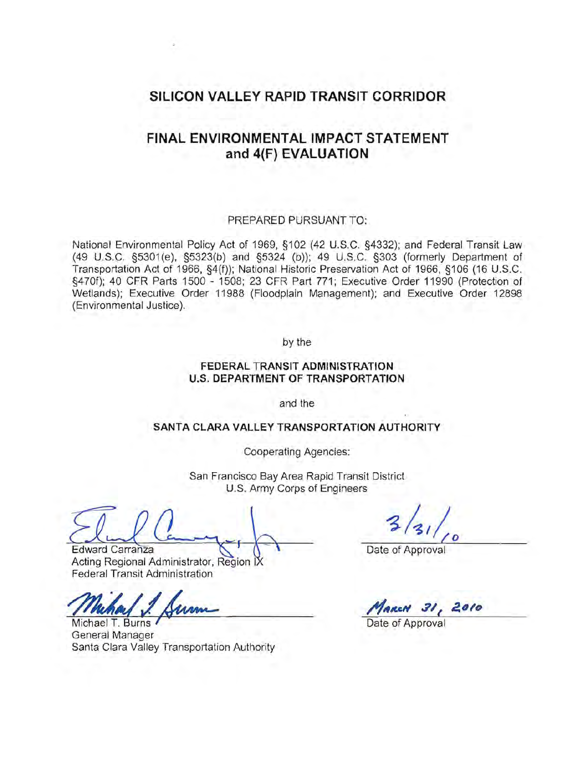# SILICON VALLEY RAPID TRANSIT CORRIDOR

## FINAL ENVIRONMENTAL IMPACT STATEMENT and 4(F) EVALUATION

PREPARED PURSUANT TO:

National Environmental Policy Act of 1969, §102 (42 U.S.C. §4332); and Federal Transit Law (49 U.S.C. §5301(e), §5323(b) and §5324 (b)); 49 U.S.C. §303 (formerly Department of Transportation Act of 1966, §4(f)); National Historic Preservation Act of 1966, §106 (16 U.S.C. §470f); 40 CFR Parts 1500 - 1508; 23 CFR Part 771; Executive Order 11990 (Protection of Wetlands); Executive Order 11988 (Floodplain Management); and Executive Order 12898 (Environmental Justice).

by the

**FEDERAL TRANSIT ADMINISTRATION**
**U.S. DEPARTMENT OF TRANSPORTATION**

and the

**SANTA CLARA VALLEY TRANSPORTATION AUTHORITY**

Cooperating Agencies:

San Francisco Bay Area Rapid Transit District
U.S. Army Corps of Engineers

Edward Carranza
Acting Regional Administrator, Region IX
Federal Transit Administration

3/31/10
Date of Approval

Michael T. Burns
General Manager
Santa Clara Valley Transportation Authority

March 31, 2010
Date of Approval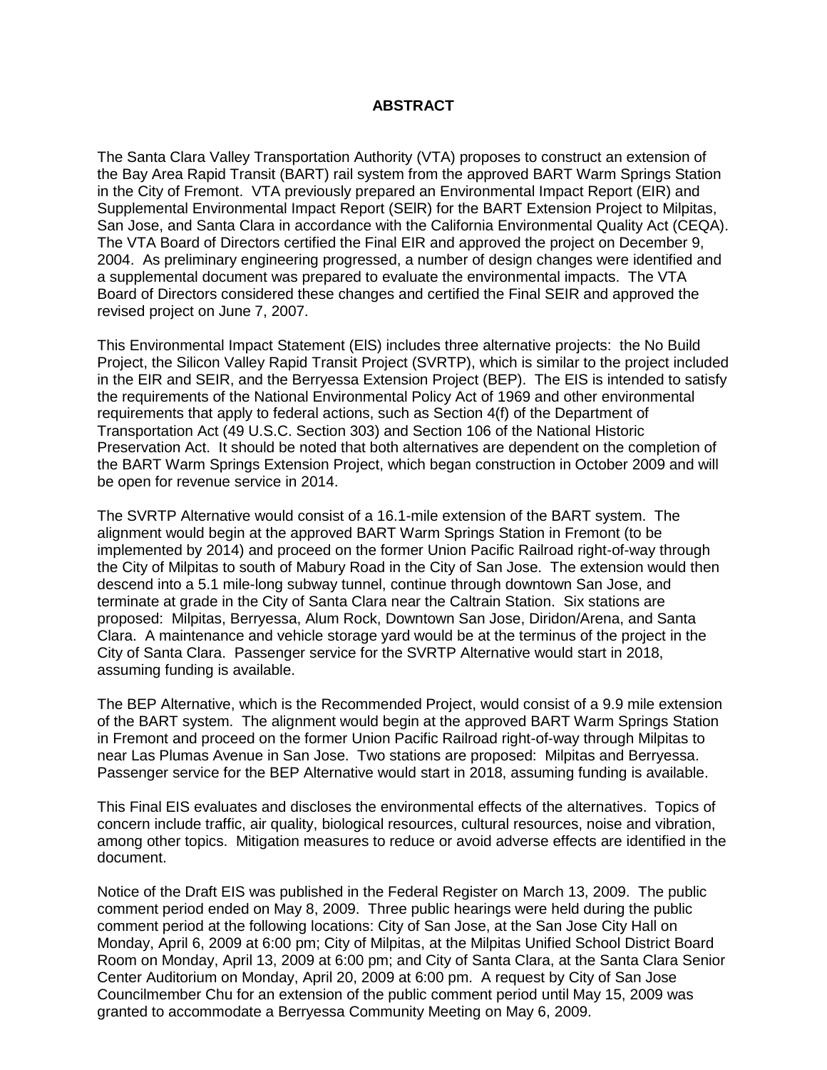# ABSTRACT

The Santa Clara Valley Transportation Authority (VTA) proposes to construct an extension of the Bay Area Rapid Transit (BART) rail system from the approved BART Warm Springs Station in the City of Fremont. VTA previously prepared an Environmental Impact Report (EIR) and Supplemental Environmental Impact Report (SEIR) for the BART Extension Project to Milpitas, San Jose, and Santa Clara in accordance with the California Environmental Quality Act (CEQA). The VTA Board of Directors certified the Final EIR and approved the project on December 9, 2004. As preliminary engineering progressed, a number of design changes were identified and a supplemental document was prepared to evaluate the environmental impacts. The VTA Board of Directors considered these changes and certified the Final SEIR and approved the revised project on June 7, 2007.

This Environmental Impact Statement (EIS) includes three alternative projects: the No Build Project, the Silicon Valley Rapid Transit Project (SVRTP), which is similar to the project included in the EIR and SEIR, and the Berryessa Extension Project (BEP). The EIS is intended to satisfy the requirements of the National Environmental Policy Act of 1969 and other environmental requirements that apply to federal actions, such as Section 4(f) of the Department of Transportation Act (49 U.S.C. Section 303) and Section 106 of the National Historic Preservation Act. It should be noted that both alternatives are dependent on the completion of the BART Warm Springs Extension Project, which began construction in October 2009 and will be open for revenue service in 2014.

The SVRTP Alternative would consist of a 16.1-mile extension of the BART system. The alignment would begin at the approved BART Warm Springs Station in Fremont (to be implemented by 2014) and proceed on the former Union Pacific Railroad right-of-way through the City of Milpitas to south of Mabury Road in the City of San Jose. The extension would then descend into a 5.1 mile-long subway tunnel, continue through downtown San Jose, and terminate at grade in the City of Santa Clara near the Caltrain Station. Six stations are proposed: Milpitas, Berryessa, Alum Rock, Downtown San Jose, Diridon/Arena, and Santa Clara. A maintenance and vehicle storage yard would be at the terminus of the project in the City of Santa Clara. Passenger service for the SVRTP Alternative would start in 2018, assuming funding is available.

The BEP Alternative, which is the Recommended Project, would consist of a 9.9 mile extension of the BART system. The alignment would begin at the approved BART Warm Springs Station in Fremont and proceed on the former Union Pacific Railroad right-of-way through Milpitas to near Las Plumas Avenue in San Jose. Two stations are proposed: Milpitas and Berryessa. Passenger service for the BEP Alternative would start in 2018, assuming funding is available.

This Final EIS evaluates and discloses the environmental effects of the alternatives. Topics of concern include traffic, air quality, biological resources, cultural resources, noise and vibration, among other topics. Mitigation measures to reduce or avoid adverse effects are identified in the document.

Notice of the Draft EIS was published in the Federal Register on March 13, 2009. The public comment period ended on May 8, 2009. Three public hearings were held during the public comment period at the following locations: City of San Jose, at the San Jose City Hall on Monday, April 6, 2009 at 6:00 pm; City of Milpitas, at the Milpitas Unified School District Board Room on Monday, April 13, 2009 at 6:00 pm; and City of Santa Clara, at the Santa Clara Senior Center Auditorium on Monday, April 20, 2009 at 6:00 pm. A request by City of San Jose Councilmember Chu for an extension of the public comment period until May 15, 2009 was granted to accommodate a Berryessa Community Meeting on May 6, 2009.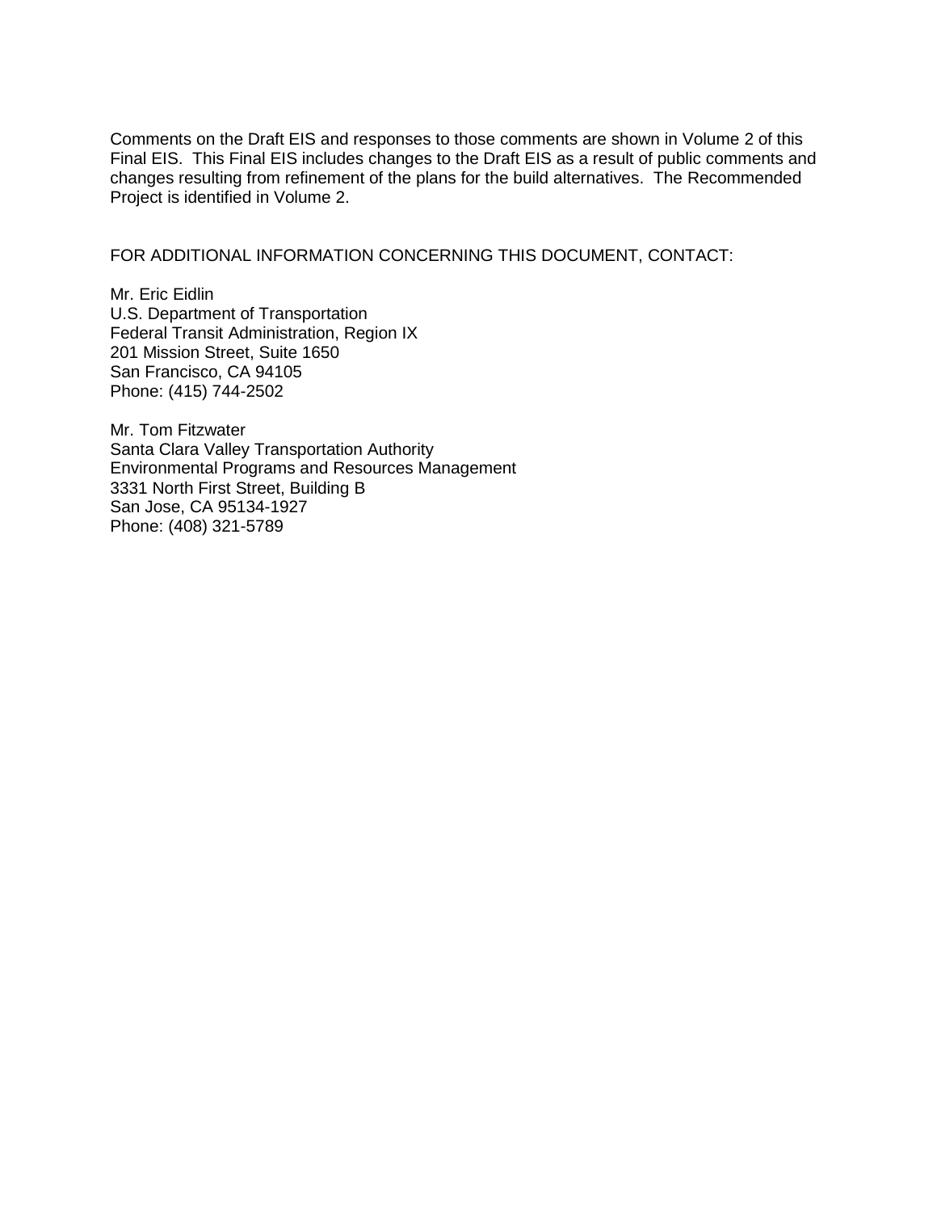Comments on the Draft EIS and responses to those comments are shown in Volume 2 of this Final EIS. This Final EIS includes changes to the Draft EIS as a result of public comments and changes resulting from refinement of the plans for the build alternatives. The Recommended Project is identified in Volume 2.

FOR ADDITIONAL INFORMATION CONCERNING THIS DOCUMENT, CONTACT:

Mr. Eric Eidlin  
U.S. Department of Transportation  
Federal Transit Administration, Region IX  
201 Mission Street, Suite 1650  
San Francisco, CA 94105  
Phone: (415) 744-2502

Mr. Tom Fitzwater  
Santa Clara Valley Transportation Authority  
Environmental Programs and Resources Management  
3331 North First Street, Building B  
San Jose, CA 95134-1927  
Phone: (408) 321-5789